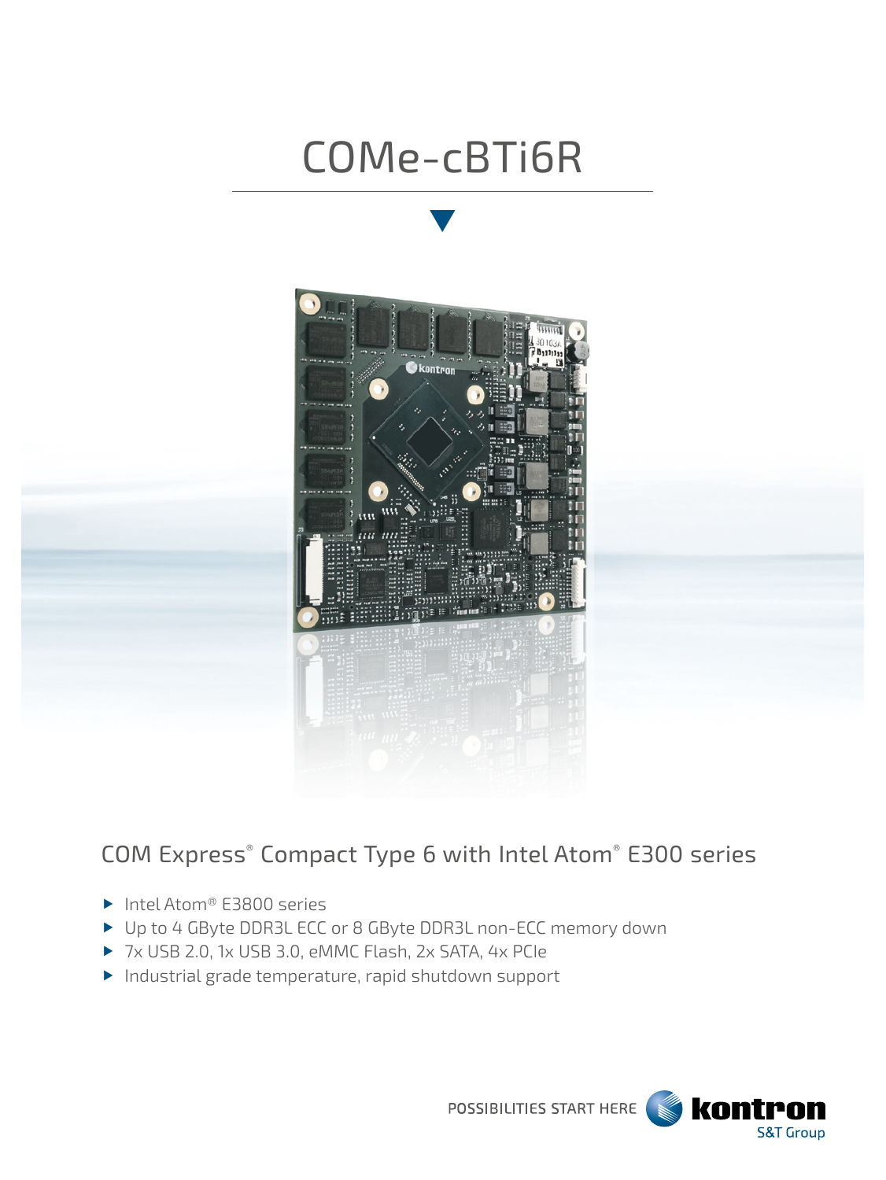# COMe-cBTi6R

## COM Express® Compact Type 6 with Intel Atom® E300 series

- Intel Atom® E3800 series
- Up to 4 GByte DDR3L ECC or 8 GByte DDR3L non-ECC memory down
- 7x USB 2.0, 1x USB 3.0, eMMC Flash, 2x SATA, 4x PCIe
- Industrial grade temperature, rapid shutdown support

POSSIBILITIES START HERE kontron S&T Group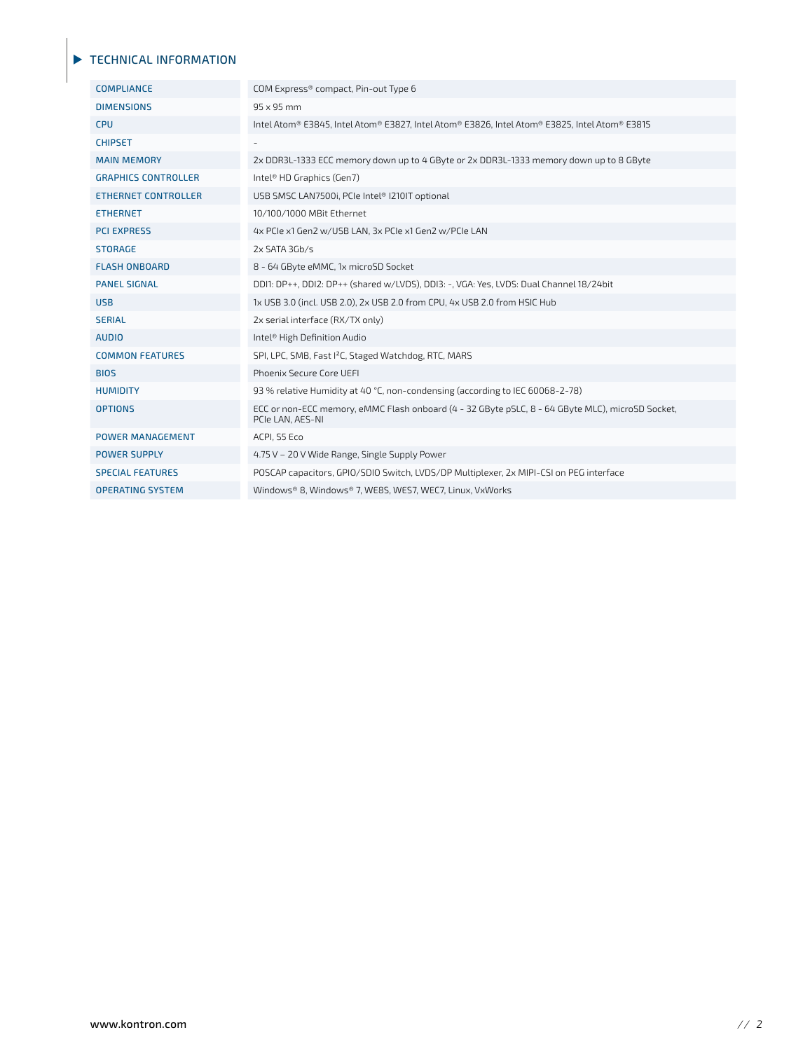## TECHNICAL INFORMATION

| | |
|---|---|
| COMPLIANCE | COM Express® compact, Pin-out Type 6 |
| DIMENSIONS | 95 x 95 mm |
| CPU | Intel Atom® E3845, Intel Atom® E3827, Intel Atom® E3826, Intel Atom® E3825, Intel Atom® E3815 |
| CHIPSET | - |
| MAIN MEMORY | 2x DDR3L-1333 ECC memory down up to 4 GByte or 2x DDR3L-1333 memory down up to 8 GByte |
| GRAPHICS CONTROLLER | Intel® HD Graphics (Gen7) |
| ETHERNET CONTROLLER | USB SMSC LAN7500i, PCIe Intel® I210IT optional |
| ETHERNET | 10/100/1000 MBit Ethernet |
| PCI EXPRESS | 4x PCIe x1 Gen2 w/USB LAN, 3x PCIe x1 Gen2 w/PCIe LAN |
| STORAGE | 2x SATA 3Gb/s |
| FLASH ONBOARD | 8 - 64 GByte eMMC, 1x microSD Socket |
| PANEL SIGNAL | DDI1: DP++, DDI2: DP++ (shared w/LVDS), DDI3: -, VGA: Yes, LVDS: Dual Channel 18/24bit |
| USB | 1x USB 3.0 (incl. USB 2.0), 2x USB 2.0 from CPU, 4x USB 2.0 from HSIC Hub |
| SERIAL | 2x serial interface (RX/TX only) |
| AUDIO | Intel® High Definition Audio |
| COMMON FEATURES | SPI, LPC, SMB, Fast I²C, Staged Watchdog, RTC, MARS |
| BIOS | Phoenix Secure Core UEFI |
| HUMIDITY | 93 % relative Humidity at 40 °C, non-condensing (according to IEC 60068-2-78) |
| OPTIONS | ECC or non-ECC memory, eMMC Flash onboard (4 - 32 GByte pSLC, 8 - 64 GByte MLC), microSD Socket, PCIe LAN, AES-NI |
| POWER MANAGEMENT | ACPI, S5 Eco |
| POWER SUPPLY | 4.75 V – 20 V Wide Range, Single Supply Power |
| SPECIAL FEATURES | POSCAP capacitors, GPIO/SDIO Switch, LVDS/DP Multiplexer, 2x MIPI-CSI on PEG interface |
| OPERATING SYSTEM | Windows® 8, Windows® 7, WE8S, WES7, WEC7, Linux, VxWorks |

www.kontron.com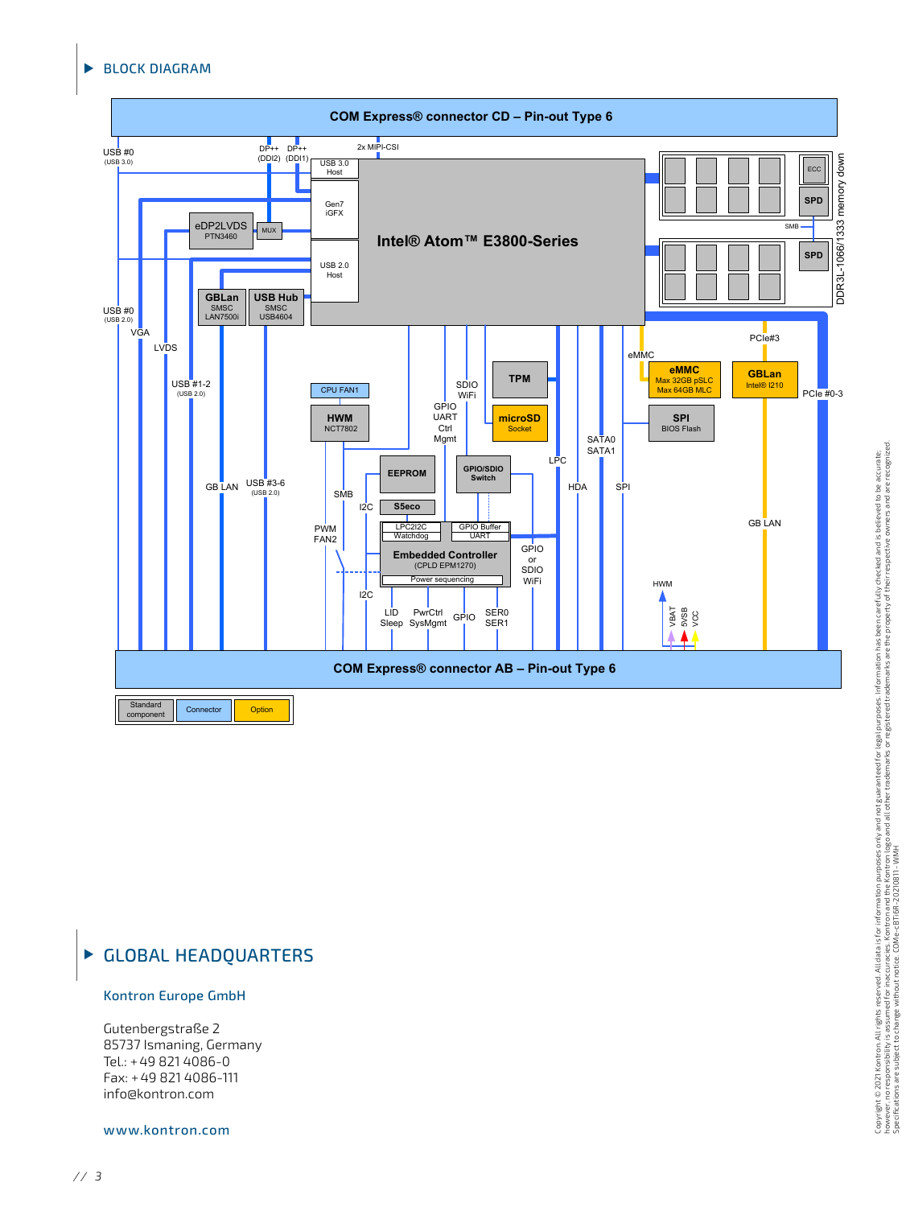## BLOCK DIAGRAM

COM Express® connector CD – Pin-out Type 6

USB #0 (USB 3.0)
DP++ (DDI2)
DP++ (DDI1)
2x MIPI-CSI
USB 3.0 Host
Gen7 iGFX
eDP2LVDS PTN3460
MUX
USB 2.0 Host
Intel® Atom™ E3800-Series
ECC
SPD
SMB
SPD
DDR3L-1066/1333 memory down
GBLan SMSC LAN7500i
USB Hub SMSC USB4604
USB #0 (USB 2.0)
VGA
LVDS
PCIe#3
eMMC
USB #1-2 (USB 2.0)
CPU FAN1
SDIO WiFi
TPM
eMMC Max 32GB pSLC Max 64GB MLC
GBLan Intel® I210
PCIe #0-3
HWM NCT7802
GPIO UART Ctrl Mgmt
microSD Socket
SPI BIOS Flash
SATA0 SATA1
LPC
EEPROM
GPIO/SDIO Switch
GB LAN
USB #3-6 (USB 2.0)
SMB
HDA
SPI
I2C
S5eco
LPC2I2C Watchdog
GPIO Buffer UART
GB LAN
PWM FAN2
Embedded Controller (CPLD EPM1270)
GPIO or SDIO WiFi
Power sequencing
HWM
I2C
LID Sleep
PwrCtrl SysMgmt
GPIO
SER0 SER1
VBAT
5VSB
VCC

COM Express® connector AB – Pin-out Type 6

Standard component
Connector
Option

## GLOBAL HEADQUARTERS

### Kontron Europe GmbH

Gutenbergstraße 2
85737 Ismaning, Germany
Tel.: + 49 821 4086-0
Fax: + 49 821 4086-111
info@kontron.com

www.kontron.com

Copyright © 2021 Kontron. All rights reserved. All data is for information purposes only and not guaranteed for legal purposes. Information has been carefully checked and is believed to be accurate; however, no responsibility is assumed for inaccuracies. Kontron and the Kontron logo and all other trademarks or registered trademarks are the property of their respective owners and are recognized. Specifications are subject to change without notice. COMe-cBTi6R-20210811 - WMH